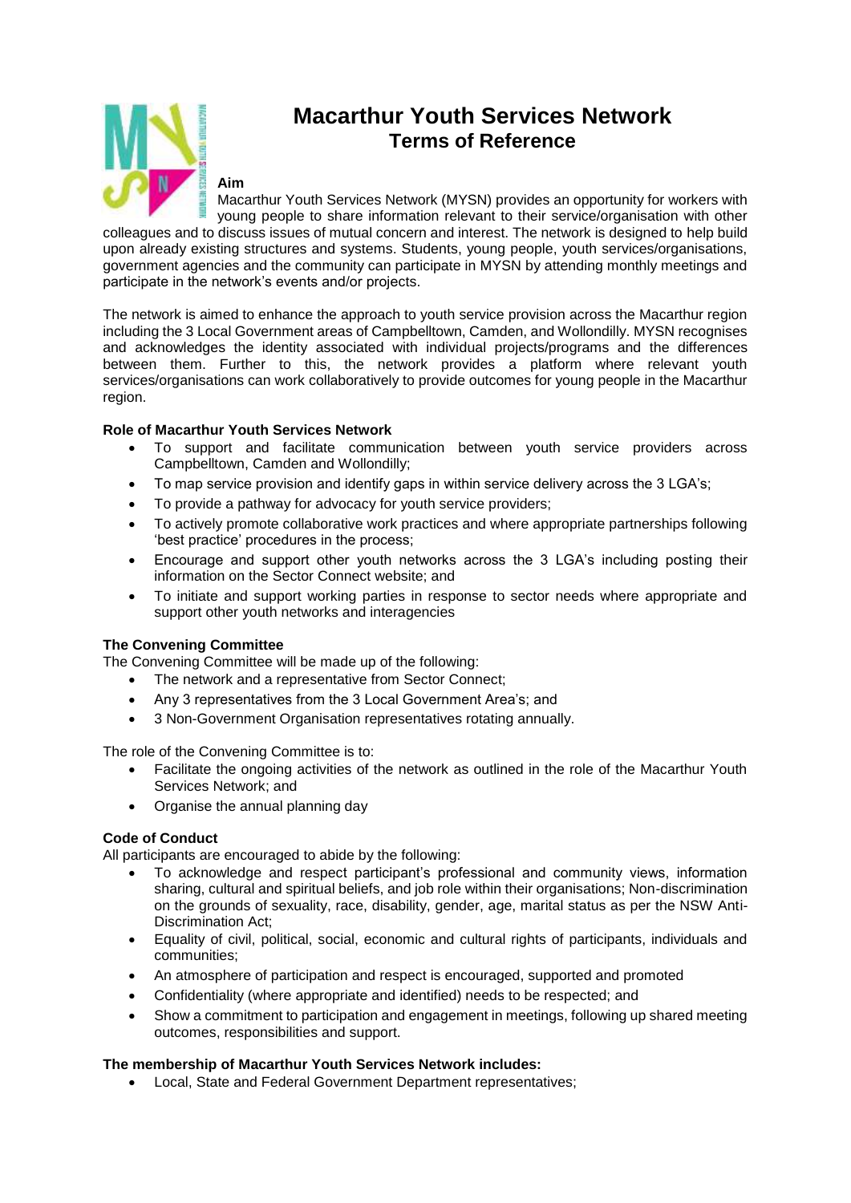# Macarthur Youth Services Network
## Terms of Reference

### Aim

Macarthur Youth Services Network (MYSN) provides an opportunity for workers with young people to share information relevant to their service/organisation with other colleagues and to discuss issues of mutual concern and interest. The network is designed to help build upon already existing structures and systems. Students, young people, youth services/organisations, government agencies and the community can participate in MYSN by attending monthly meetings and participate in the network's events and/or projects.

The network is aimed to enhance the approach to youth service provision across the Macarthur region including the 3 Local Government areas of Campbelltown, Camden, and Wollondilly. MYSN recognises and acknowledges the identity associated with individual projects/programs and the differences between them. Further to this, the network provides a platform where relevant youth services/organisations can work collaboratively to provide outcomes for young people in the Macarthur region.

### Role of Macarthur Youth Services Network

- To support and facilitate communication between youth service providers across Campbelltown, Camden and Wollondilly;
- To map service provision and identify gaps in within service delivery across the 3 LGA's;
- To provide a pathway for advocacy for youth service providers;
- To actively promote collaborative work practices and where appropriate partnerships following 'best practice' procedures in the process;
- Encourage and support other youth networks across the 3 LGA's including posting their information on the Sector Connect website; and
- To initiate and support working parties in response to sector needs where appropriate and support other youth networks and interagencies

### The Convening Committee

The Convening Committee will be made up of the following:

- The network and a representative from Sector Connect;
- Any 3 representatives from the 3 Local Government Area's; and
- 3 Non-Government Organisation representatives rotating annually.

The role of the Convening Committee is to:

- Facilitate the ongoing activities of the network as outlined in the role of the Macarthur Youth Services Network; and
- Organise the annual planning day

### Code of Conduct

All participants are encouraged to abide by the following:

- To acknowledge and respect participant's professional and community views, information sharing, cultural and spiritual beliefs, and job role within their organisations; Non-discrimination on the grounds of sexuality, race, disability, gender, age, marital status as per the NSW Anti-Discrimination Act;
- Equality of civil, political, social, economic and cultural rights of participants, individuals and communities;
- An atmosphere of participation and respect is encouraged, supported and promoted
- Confidentiality (where appropriate and identified) needs to be respected; and
- Show a commitment to participation and engagement in meetings, following up shared meeting outcomes, responsibilities and support.

### The membership of Macarthur Youth Services Network includes:

- Local, State and Federal Government Department representatives;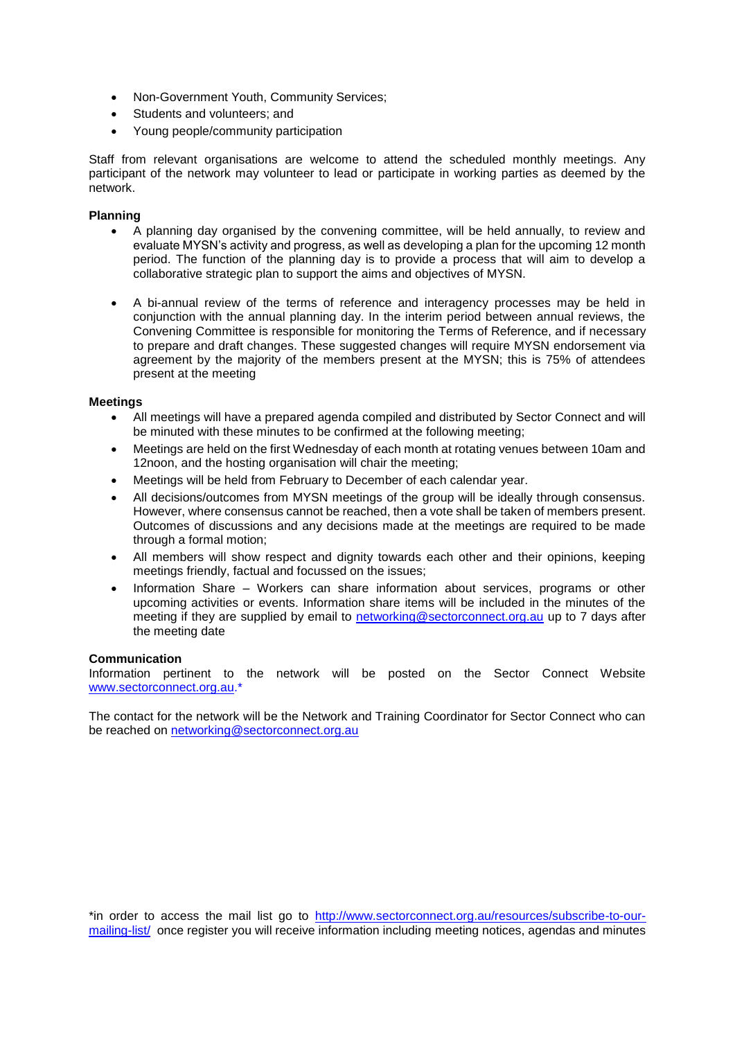- Non-Government Youth, Community Services;
- Students and volunteers; and
- Young people/community participation

Staff from relevant organisations are welcome to attend the scheduled monthly meetings. Any participant of the network may volunteer to lead or participate in working parties as deemed by the network.

**Planning**

- A planning day organised by the convening committee, will be held annually, to review and evaluate MYSN's activity and progress, as well as developing a plan for the upcoming 12 month period. The function of the planning day is to provide a process that will aim to develop a collaborative strategic plan to support the aims and objectives of MYSN.

- A bi-annual review of the terms of reference and interagency processes may be held in conjunction with the annual planning day. In the interim period between annual reviews, the Convening Committee is responsible for monitoring the Terms of Reference, and if necessary to prepare and draft changes. These suggested changes will require MYSN endorsement via agreement by the majority of the members present at the MYSN; this is 75% of attendees present at the meeting

**Meetings**

- All meetings will have a prepared agenda compiled and distributed by Sector Connect and will be minuted with these minutes to be confirmed at the following meeting;
- Meetings are held on the first Wednesday of each month at rotating venues between 10am and 12noon, and the hosting organisation will chair the meeting;
- Meetings will be held from February to December of each calendar year.
- All decisions/outcomes from MYSN meetings of the group will be ideally through consensus. However, where consensus cannot be reached, then a vote shall be taken of members present. Outcomes of discussions and any decisions made at the meetings are required to be made through a formal motion;
- All members will show respect and dignity towards each other and their opinions, keeping meetings friendly, factual and focussed on the issues;
- Information Share – Workers can share information about services, programs or other upcoming activities or events. Information share items will be included in the minutes of the meeting if they are supplied by email to networking@sectorconnect.org.au up to 7 days after the meeting date

**Communication**

Information pertinent to the network will be posted on the Sector Connect Website www.sectorconnect.org.au.*

The contact for the network will be the Network and Training Coordinator for Sector Connect who can be reached on networking@sectorconnect.org.au

*in order to access the mail list go to http://www.sectorconnect.org.au/resources/subscribe-to-our-mailing-list/ once register you will receive information including meeting notices, agendas and minutes